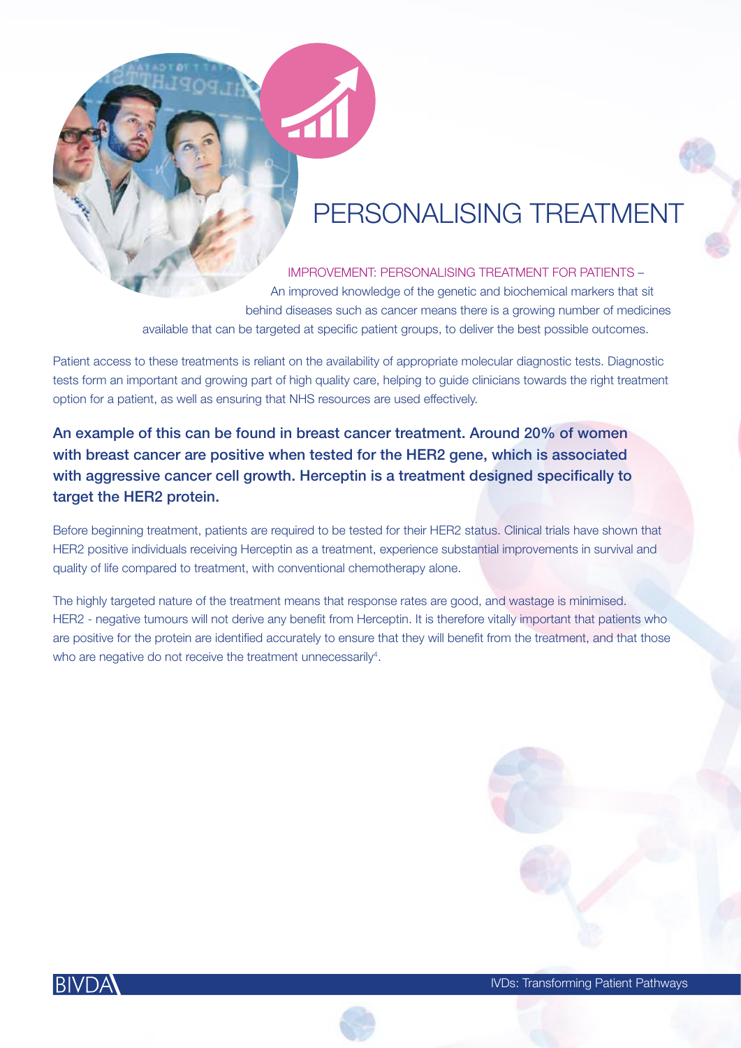# PERSONALISING TREATMENT

IMPROVEMENT: PERSONALISING TREATMENT FOR PATIENTS – An improved knowledge of the genetic and biochemical markers that sit behind diseases such as cancer means there is a growing number of medicines available that can be targeted at specific patient groups, to deliver the best possible outcomes.

Patient access to these treatments is reliant on the availability of appropriate molecular diagnostic tests. Diagnostic tests form an important and growing part of high quality care, helping to guide clinicians towards the right treatment option for a patient, as well as ensuring that NHS resources are used effectively.

**An example of this can be found in breast cancer treatment. Around 20% of women with breast cancer are positive when tested for the HER2 gene, which is associated with aggressive cancer cell growth. Herceptin is a treatment designed specifically to target the HER2 protein.**

Before beginning treatment, patients are required to be tested for their HER2 status. Clinical trials have shown that HER2 positive individuals receiving Herceptin as a treatment, experience substantial improvements in survival and quality of life compared to treatment, with conventional chemotherapy alone.

The highly targeted nature of the treatment means that response rates are good, and wastage is minimised. HER2 - negative tumours will not derive any benefit from Herceptin. It is therefore vitally important that patients who are positive for the protein are identified accurately to ensure that they will benefit from the treatment, and that those who are negative do not receive the treatment unnecessarily[4].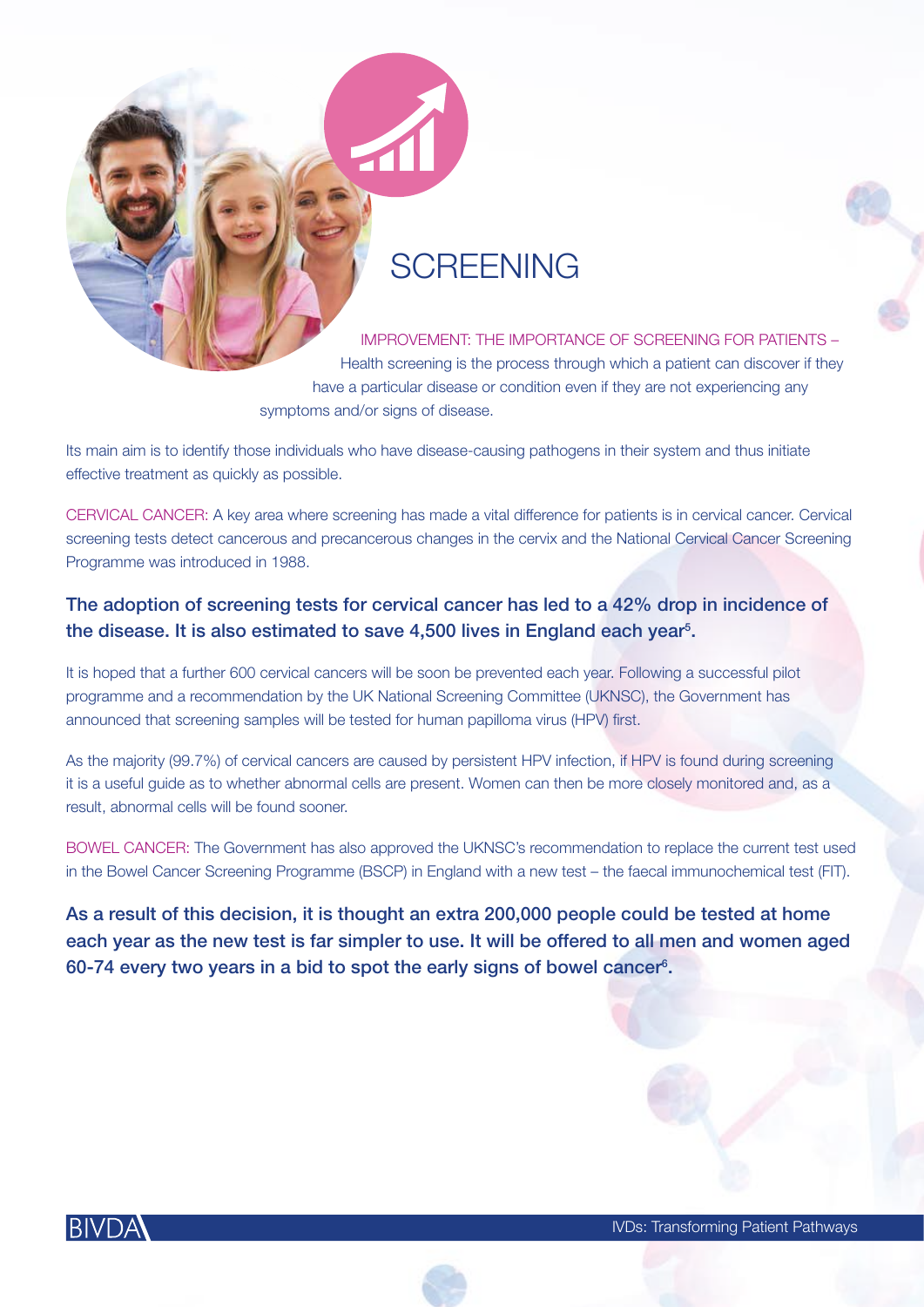# SCREENING

IMPROVEMENT: THE IMPORTANCE OF SCREENING FOR PATIENTS – Health screening is the process through which a patient can discover if they have a particular disease or condition even if they are not experiencing any symptoms and/or signs of disease.

Its main aim is to identify those individuals who have disease-causing pathogens in their system and thus initiate effective treatment as quickly as possible.

CERVICAL CANCER: A key area where screening has made a vital difference for patients is in cervical cancer. Cervical screening tests detect cancerous and precancerous changes in the cervix and the National Cervical Cancer Screening Programme was introduced in 1988.

**The adoption of screening tests for cervical cancer has led to a 42% drop in incidence of the disease. It is also estimated to save 4,500 lives in England each year[5].**

It is hoped that a further 600 cervical cancers will be soon be prevented each year. Following a successful pilot programme and a recommendation by the UK National Screening Committee (UKNSC), the Government has announced that screening samples will be tested for human papilloma virus (HPV) first.

As the majority (99.7%) of cervical cancers are caused by persistent HPV infection, if HPV is found during screening it is a useful guide as to whether abnormal cells are present. Women can then be more closely monitored and, as a result, abnormal cells will be found sooner.

BOWEL CANCER: The Government has also approved the UKNSC's recommendation to replace the current test used in the Bowel Cancer Screening Programme (BSCP) in England with a new test – the faecal immunochemical test (FIT).

**As a result of this decision, it is thought an extra 200,000 people could be tested at home each year as the new test is far simpler to use. It will be offered to all men and women aged 60-74 every two years in a bid to spot the early signs of bowel cancer[6].**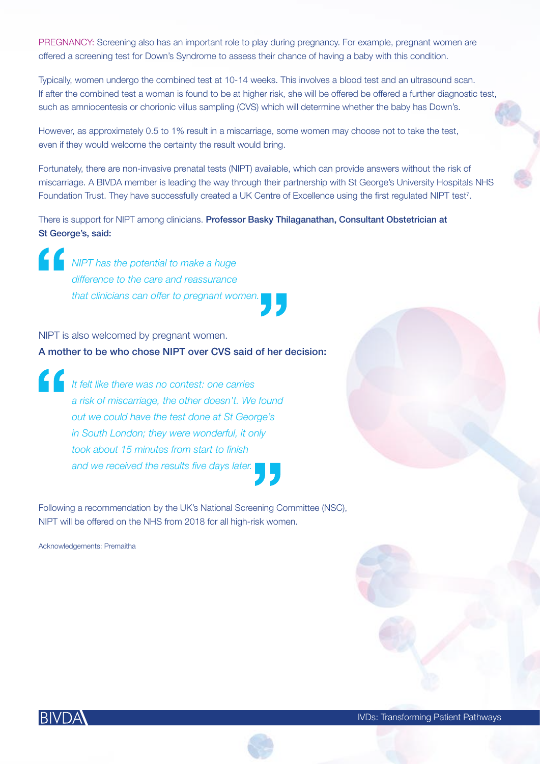PREGNANCY: Screening also has an important role to play during pregnancy. For example, pregnant women are offered a screening test for Down's Syndrome to assess their chance of having a baby with this condition.

Typically, women undergo the combined test at 10-14 weeks. This involves a blood test and an ultrasound scan. If after the combined test a woman is found to be at higher risk, she will be offered be offered a further diagnostic test, such as amniocentesis or chorionic villus sampling (CVS) which will determine whether the baby has Down's.

However, as approximately 0.5 to 1% result in a miscarriage, some women may choose not to take the test, even if they would welcome the certainty the result would bring.

Fortunately, there are non-invasive prenatal tests (NIPT) available, which can provide answers without the risk of miscarriage. A BIVDA member is leading the way through their partnership with St George's University Hospitals NHS Foundation Trust. They have successfully created a UK Centre of Excellence using the first regulated NIPT test[7].

There is support for NIPT among clinicians. **Professor Basky Thilaganathan, Consultant Obstetrician at St George's, said:**

> *"NIPT has the potential to make a huge difference to the care and reassurance that clinicians can offer to pregnant women."*

NIPT is also welcomed by pregnant women.
**A mother to be who chose NIPT over CVS said of her decision:**

> *"It felt like there was no contest: one carries a risk of miscarriage, the other doesn't. We found out we could have the test done at St George's in South London; they were wonderful, it only took about 15 minutes from start to finish and we received the results five days later."*

Following a recommendation by the UK's National Screening Committee (NSC), NIPT will be offered on the NHS from 2018 for all high-risk women.

Acknowledgements: Premaitha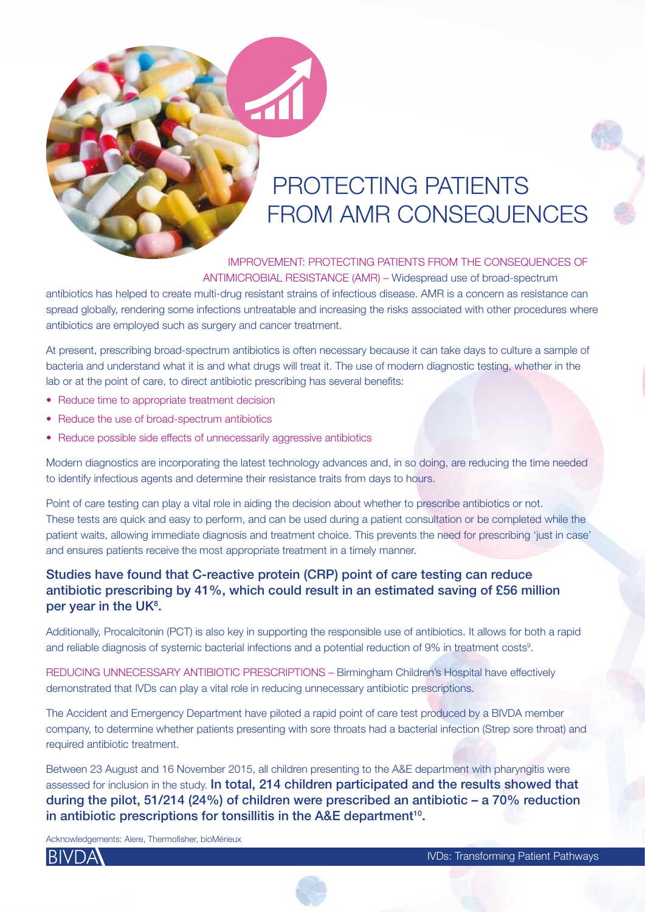# PROTECTING PATIENTS FROM AMR CONSEQUENCES

IMPROVEMENT: PROTECTING PATIENTS FROM THE CONSEQUENCES OF ANTIMICROBIAL RESISTANCE (AMR) – Widespread use of broad-spectrum antibiotics has helped to create multi-drug resistant strains of infectious disease. AMR is a concern as resistance can spread globally, rendering some infections untreatable and increasing the risks associated with other procedures where antibiotics are employed such as surgery and cancer treatment.

At present, prescribing broad-spectrum antibiotics is often necessary because it can take days to culture a sample of bacteria and understand what it is and what drugs will treat it. The use of modern diagnostic testing, whether in the lab or at the point of care, to direct antibiotic prescribing has several benefits:

- Reduce time to appropriate treatment decision
- Reduce the use of broad-spectrum antibiotics
- Reduce possible side effects of unnecessarily aggressive antibiotics

Modern diagnostics are incorporating the latest technology advances and, in so doing, are reducing the time needed to identify infectious agents and determine their resistance traits from days to hours.

Point of care testing can play a vital role in aiding the decision about whether to prescribe antibiotics or not. These tests are quick and easy to perform, and can be used during a patient consultation or be completed while the patient waits, allowing immediate diagnosis and treatment choice. This prevents the need for prescribing 'just in case' and ensures patients receive the most appropriate treatment in a timely manner.

**Studies have found that C-reactive protein (CRP) point of care testing can reduce antibiotic prescribing by 41%, which could result in an estimated saving of £56 million per year in the UK[8].**

Additionally, Procalcitonin (PCT) is also key in supporting the responsible use of antibiotics. It allows for both a rapid and reliable diagnosis of systemic bacterial infections and a potential reduction of 9% in treatment costs[9].

REDUCING UNNECESSARY ANTIBIOTIC PRESCRIPTIONS – Birmingham Children's Hospital have effectively demonstrated that IVDs can play a vital role in reducing unnecessary antibiotic prescriptions.

The Accident and Emergency Department have piloted a rapid point of care test produced by a BIVDA member company, to determine whether patients presenting with sore throats had a bacterial infection (Strep sore throat) and required antibiotic treatment.

Between 23 August and 16 November 2015, all children presenting to the A&E department with pharyngitis were assessed for inclusion in the study. **In total, 214 children participated and the results showed that during the pilot, 51/214 (24%) of children were prescribed an antibiotic – a 70% reduction in antibiotic prescriptions for tonsillitis in the A&E department[10].**

Acknowledgements: Alere, Thermofisher, bioMérieux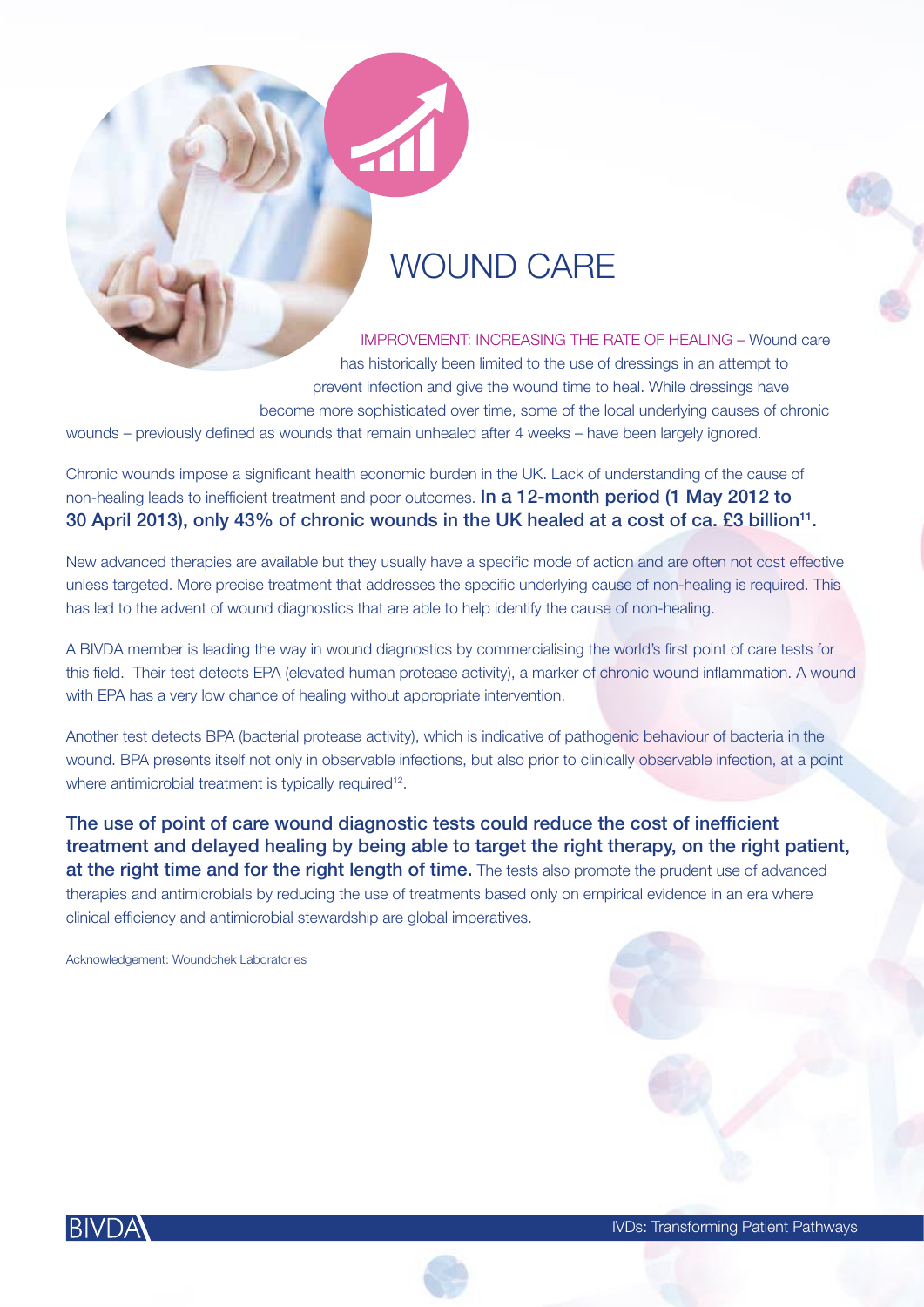# WOUND CARE

IMPROVEMENT: INCREASING THE RATE OF HEALING – Wound care has historically been limited to the use of dressings in an attempt to prevent infection and give the wound time to heal. While dressings have become more sophisticated over time, some of the local underlying causes of chronic wounds – previously defined as wounds that remain unhealed after 4 weeks – have been largely ignored.

Chronic wounds impose a significant health economic burden in the UK. Lack of understanding of the cause of non-healing leads to inefficient treatment and poor outcomes. **In a 12-month period (1 May 2012 to 30 April 2013), only 43% of chronic wounds in the UK healed at a cost of ca. £3 billion[11].**

New advanced therapies are available but they usually have a specific mode of action and are often not cost effective unless targeted. More precise treatment that addresses the specific underlying cause of non-healing is required. This has led to the advent of wound diagnostics that are able to help identify the cause of non-healing.

A BIVDA member is leading the way in wound diagnostics by commercialising the world's first point of care tests for this field. Their test detects EPA (elevated human protease activity), a marker of chronic wound inflammation. A wound with EPA has a very low chance of healing without appropriate intervention.

Another test detects BPA (bacterial protease activity), which is indicative of pathogenic behaviour of bacteria in the wound. BPA presents itself not only in observable infections, but also prior to clinically observable infection, at a point where antimicrobial treatment is typically required[12].

**The use of point of care wound diagnostic tests could reduce the cost of inefficient treatment and delayed healing by being able to target the right therapy, on the right patient, at the right time and for the right length of time.** The tests also promote the prudent use of advanced therapies and antimicrobials by reducing the use of treatments based only on empirical evidence in an era where clinical efficiency and antimicrobial stewardship are global imperatives.

Acknowledgement: Woundchek Laboratories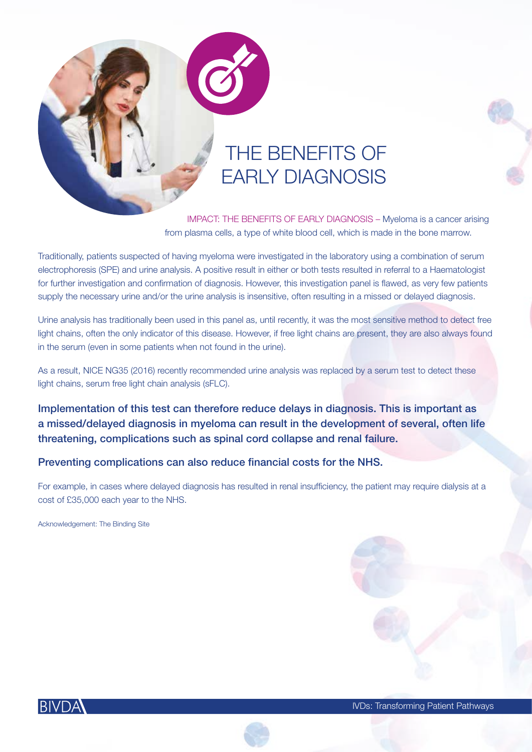# THE BENEFITS OF EARLY DIAGNOSIS

IMPACT: THE BENEFITS OF EARLY DIAGNOSIS – Myeloma is a cancer arising from plasma cells, a type of white blood cell, which is made in the bone marrow.

Traditionally, patients suspected of having myeloma were investigated in the laboratory using a combination of serum electrophoresis (SPE) and urine analysis. A positive result in either or both tests resulted in referral to a Haematologist for further investigation and confirmation of diagnosis. However, this investigation panel is flawed, as very few patients supply the necessary urine and/or the urine analysis is insensitive, often resulting in a missed or delayed diagnosis.

Urine analysis has traditionally been used in this panel as, until recently, it was the most sensitive method to detect free light chains, often the only indicator of this disease. However, if free light chains are present, they are also always found in the serum (even in some patients when not found in the urine).

As a result, NICE NG35 (2016) recently recommended urine analysis was replaced by a serum test to detect these light chains, serum free light chain analysis (sFLC).

**Implementation of this test can therefore reduce delays in diagnosis. This is important as a missed/delayed diagnosis in myeloma can result in the development of several, often life threatening, complications such as spinal cord collapse and renal failure.**

**Preventing complications can also reduce financial costs for the NHS.**

For example, in cases where delayed diagnosis has resulted in renal insufficiency, the patient may require dialysis at a cost of £35,000 each year to the NHS.

Acknowledgement: The Binding Site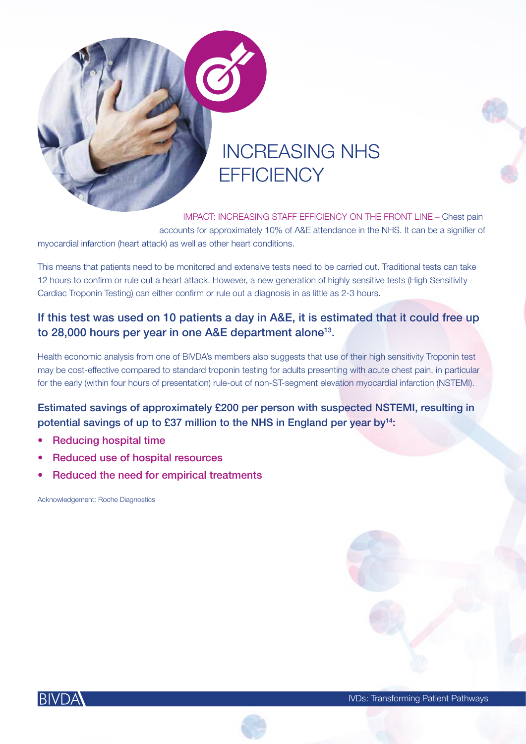# INCREASING NHS EFFICIENCY

IMPACT: INCREASING STAFF EFFICIENCY ON THE FRONT LINE – Chest pain accounts for approximately 10% of A&E attendance in the NHS. It can be a signifier of myocardial infarction (heart attack) as well as other heart conditions.

This means that patients need to be monitored and extensive tests need to be carried out. Traditional tests can take 12 hours to confirm or rule out a heart attack. However, a new generation of highly sensitive tests (High Sensitivity Cardiac Troponin Testing) can either confirm or rule out a diagnosis in as little as 2-3 hours.

**If this test was used on 10 patients a day in A&E, it is estimated that it could free up to 28,000 hours per year in one A&E department alone[13].**

Health economic analysis from one of BIVDA's members also suggests that use of their high sensitivity Troponin test may be cost-effective compared to standard troponin testing for adults presenting with acute chest pain, in particular for the early (within four hours of presentation) rule-out of non-ST-segment elevation myocardial infarction (NSTEMI).

**Estimated savings of approximately £200 per person with suspected NSTEMI, resulting in potential savings of up to £37 million to the NHS in England per year by[14]:**

- **Reducing hospital time**
- **Reduced use of hospital resources**
- **Reduced the need for empirical treatments**

Acknowledgement: Roche Diagnostics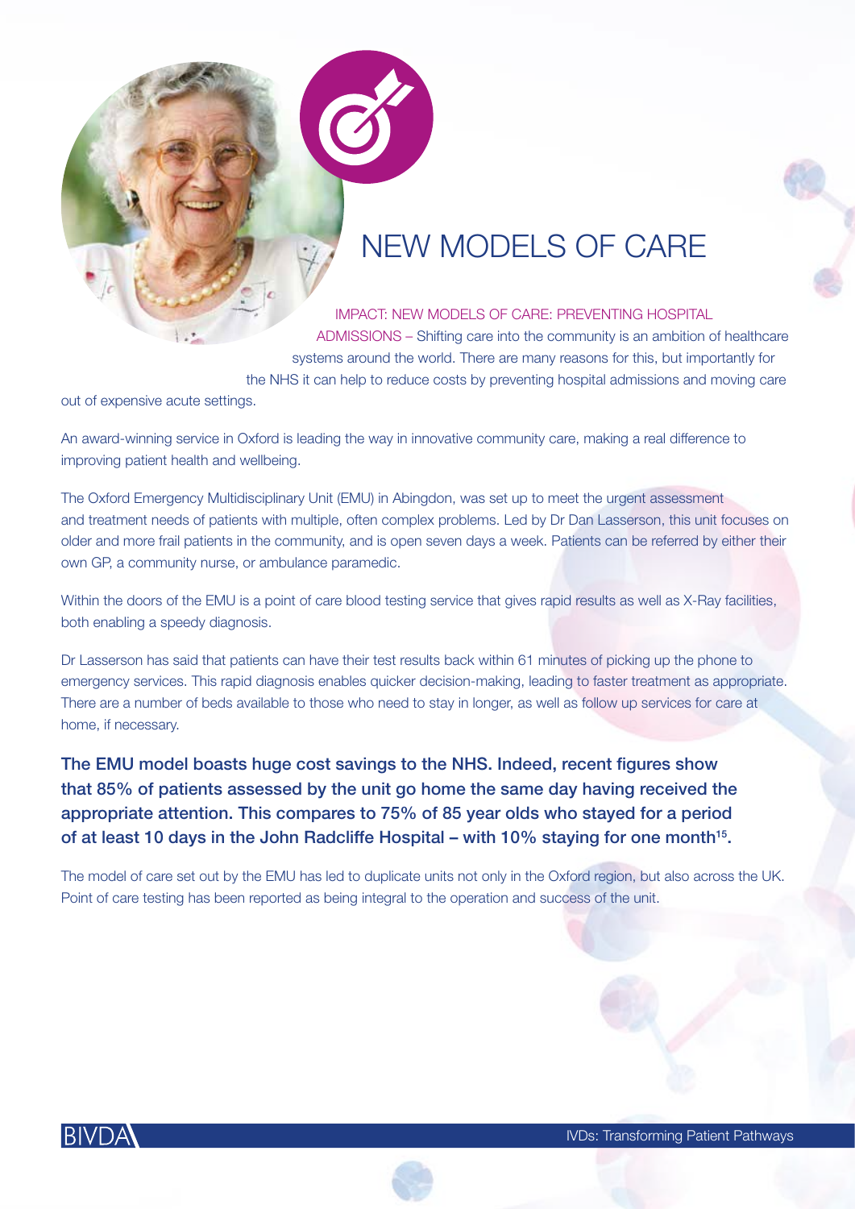# NEW MODELS OF CARE

IMPACT: NEW MODELS OF CARE: PREVENTING HOSPITAL ADMISSIONS – Shifting care into the community is an ambition of healthcare systems around the world. There are many reasons for this, but importantly for the NHS it can help to reduce costs by preventing hospital admissions and moving care out of expensive acute settings.

An award-winning service in Oxford is leading the way in innovative community care, making a real difference to improving patient health and wellbeing.

The Oxford Emergency Multidisciplinary Unit (EMU) in Abingdon, was set up to meet the urgent assessment and treatment needs of patients with multiple, often complex problems. Led by Dr Dan Lasserson, this unit focuses on older and more frail patients in the community, and is open seven days a week. Patients can be referred by either their own GP, a community nurse, or ambulance paramedic.

Within the doors of the EMU is a point of care blood testing service that gives rapid results as well as X-Ray facilities, both enabling a speedy diagnosis.

Dr Lasserson has said that patients can have their test results back within 61 minutes of picking up the phone to emergency services. This rapid diagnosis enables quicker decision-making, leading to faster treatment as appropriate. There are a number of beds available to those who need to stay in longer, as well as follow up services for care at home, if necessary.

**The EMU model boasts huge cost savings to the NHS. Indeed, recent figures show that 85% of patients assessed by the unit go home the same day having received the appropriate attention. This compares to 75% of 85 year olds who stayed for a period of at least 10 days in the John Radcliffe Hospital – with 10% staying for one month[15].**

The model of care set out by the EMU has led to duplicate units not only in the Oxford region, but also across the UK. Point of care testing has been reported as being integral to the operation and success of the unit.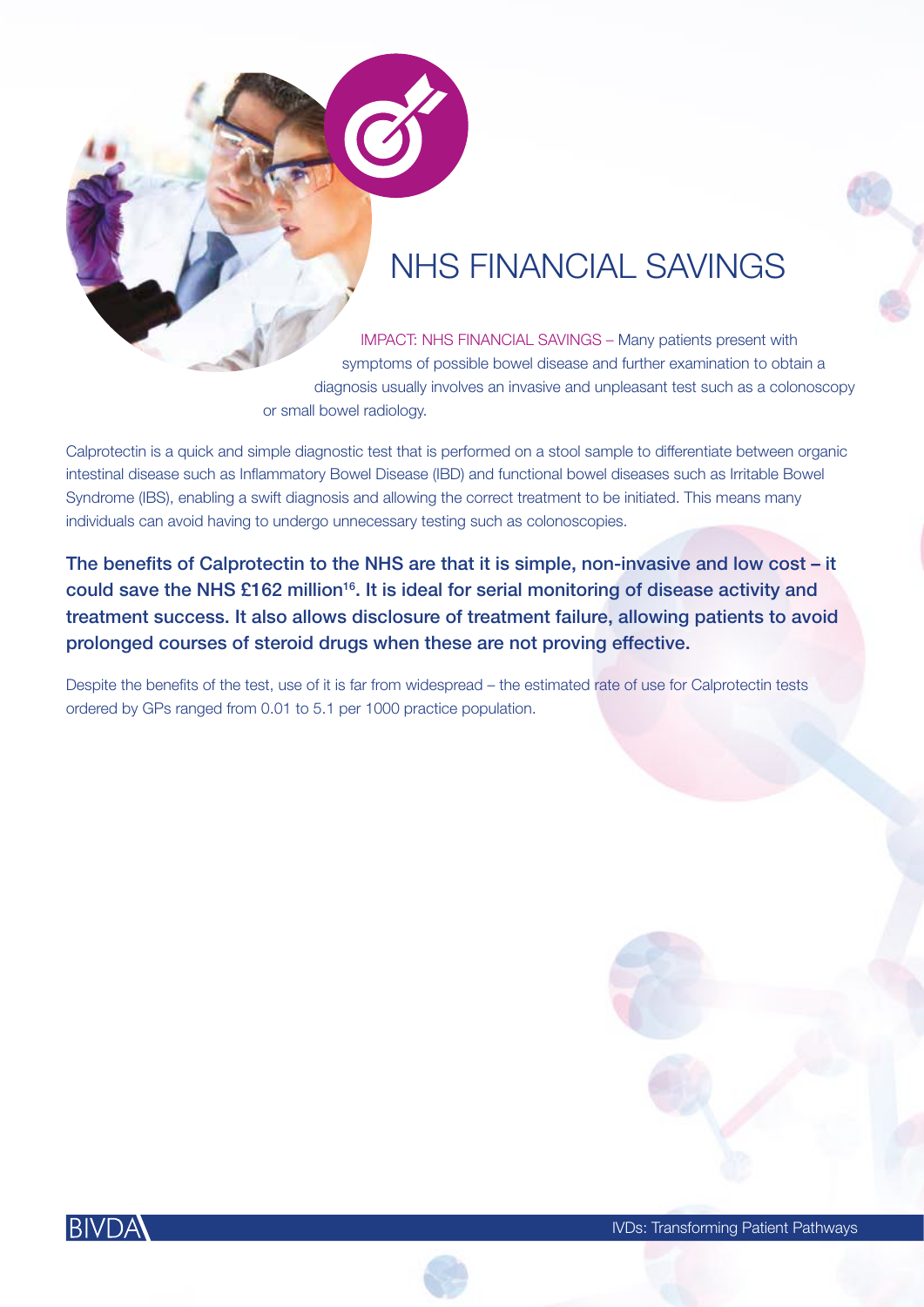# NHS FINANCIAL SAVINGS

IMPACT: NHS FINANCIAL SAVINGS – Many patients present with symptoms of possible bowel disease and further examination to obtain a diagnosis usually involves an invasive and unpleasant test such as a colonoscopy or small bowel radiology.

Calprotectin is a quick and simple diagnostic test that is performed on a stool sample to differentiate between organic intestinal disease such as Inflammatory Bowel Disease (IBD) and functional bowel diseases such as Irritable Bowel Syndrome (IBS), enabling a swift diagnosis and allowing the correct treatment to be initiated. This means many individuals can avoid having to undergo unnecessary testing such as colonoscopies.

**The benefits of Calprotectin to the NHS are that it is simple, non-invasive and low cost – it could save the NHS £162 million[16]. It is ideal for serial monitoring of disease activity and treatment success. It also allows disclosure of treatment failure, allowing patients to avoid prolonged courses of steroid drugs when these are not proving effective.**

Despite the benefits of the test, use of it is far from widespread – the estimated rate of use for Calprotectin tests ordered by GPs ranged from 0.01 to 5.1 per 1000 practice population.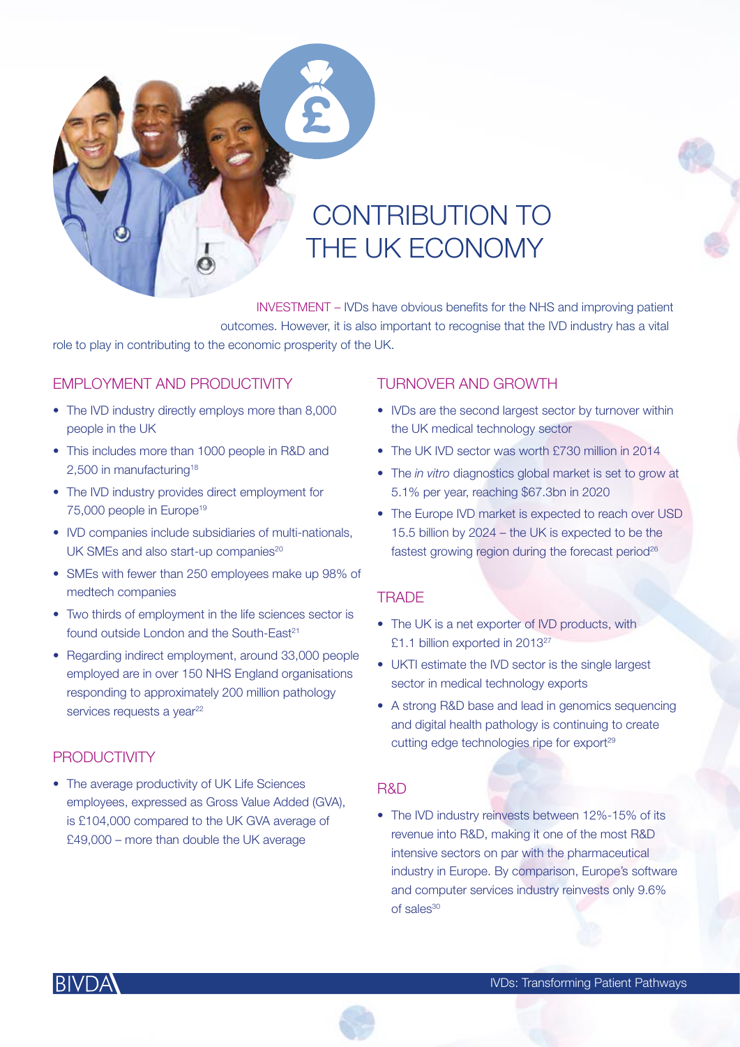# CONTRIBUTION TO THE UK ECONOMY

INVESTMENT – IVDs have obvious benefits for the NHS and improving patient outcomes. However, it is also important to recognise that the IVD industry has a vital role to play in contributing to the economic prosperity of the UK.

## EMPLOYMENT AND PRODUCTIVITY

- The IVD industry directly employs more than 8,000 people in the UK
- This includes more than 1000 people in R&D and 2,500 in manufacturing[18]
- The IVD industry provides direct employment for 75,000 people in Europe[19]
- IVD companies include subsidiaries of multi-nationals, UK SMEs and also start-up companies[20]
- SMEs with fewer than 250 employees make up 98% of medtech companies
- Two thirds of employment in the life sciences sector is found outside London and the South-East[21]
- Regarding indirect employment, around 33,000 people employed are in over 150 NHS England organisations responding to approximately 200 million pathology services requests a year[22]

## PRODUCTIVITY

- The average productivity of UK Life Sciences employees, expressed as Gross Value Added (GVA), is £104,000 compared to the UK GVA average of £49,000 – more than double the UK average

## TURNOVER AND GROWTH

- IVDs are the second largest sector by turnover within the UK medical technology sector
- The UK IVD sector was worth £730 million in 2014
- The *in vitro* diagnostics global market is set to grow at 5.1% per year, reaching $67.3bn in 2020
- The Europe IVD market is expected to reach over USD 15.5 billion by 2024 – the UK is expected to be the fastest growing region during the forecast period[26]

## TRADE

- The UK is a net exporter of IVD products, with £1.1 billion exported in 2013[27]
- UKTI estimate the IVD sector is the single largest sector in medical technology exports
- A strong R&D base and lead in genomics sequencing and digital health pathology is continuing to create cutting edge technologies ripe for export[29]

## R&D

- The IVD industry reinvests between 12%-15% of its revenue into R&D, making it one of the most R&D intensive sectors on par with the pharmaceutical industry in Europe. By comparison, Europe's software and computer services industry reinvests only 9.6% of sales[30]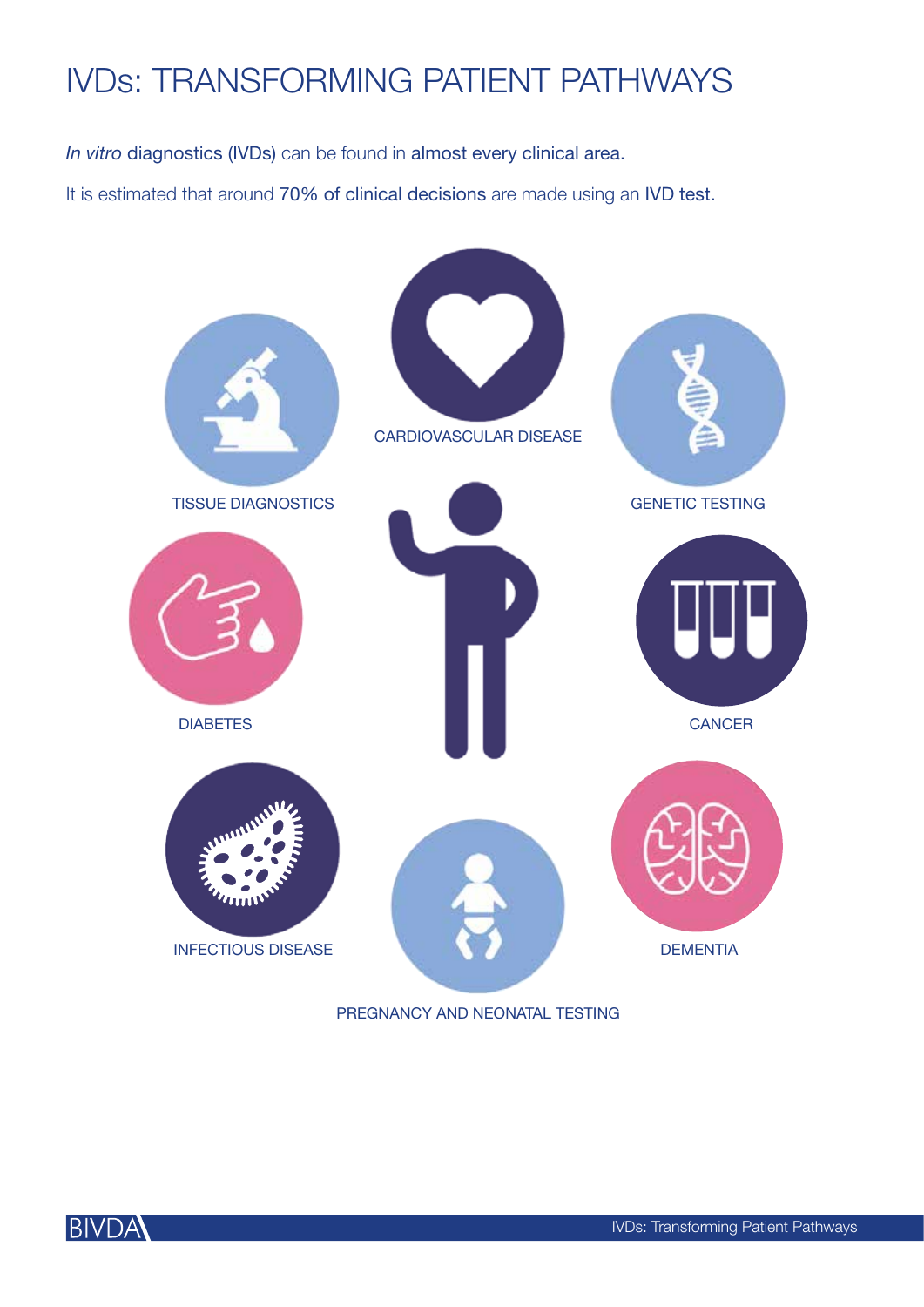# IVDs: TRANSFORMING PATIENT PATHWAYS

*In vitro* diagnostics (IVDs) can be found in almost every clinical area.

It is estimated that around 70% of clinical decisions are made using an IVD test.

CARDIOVASCULAR DISEASE

TISSUE DIAGNOSTICS

GENETIC TESTING

DIABETES

CANCER

INFECTIOUS DISEASE

DEMENTIA

PREGNANCY AND NEONATAL TESTING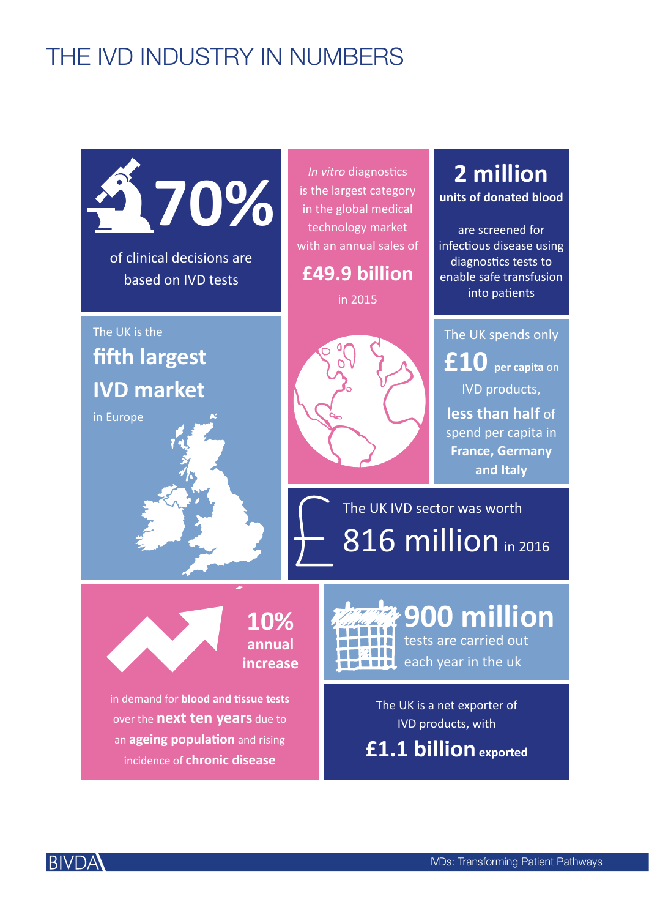# THE IVD INDUSTRY IN NUMBERS

**70%**

of clinical decisions are based on IVD tests

*In vitro* diagnostics is the largest category in the global medical technology market with an annual sales of

**£49.9 billion**

in 2015

**2 million**

**units of donated blood**

are screened for infectious disease using diagnostics tests to enable safe transfusion into patients

The UK is the

**fifth largest IVD market**

in Europe

The UK spends only **£10 per capita** on IVD products, **less than half** of spend per capita in **France, Germany and Italy**

The UK IVD sector was worth

816 million in 2016

**10% annual increase**

in demand for **blood and tissue tests** over the **next ten years** due to an **ageing population** and rising incidence of **chronic disease**

**900 million**

tests are carried out each year in the uk

The UK is a net exporter of IVD products, with

**£1.1 billion exported**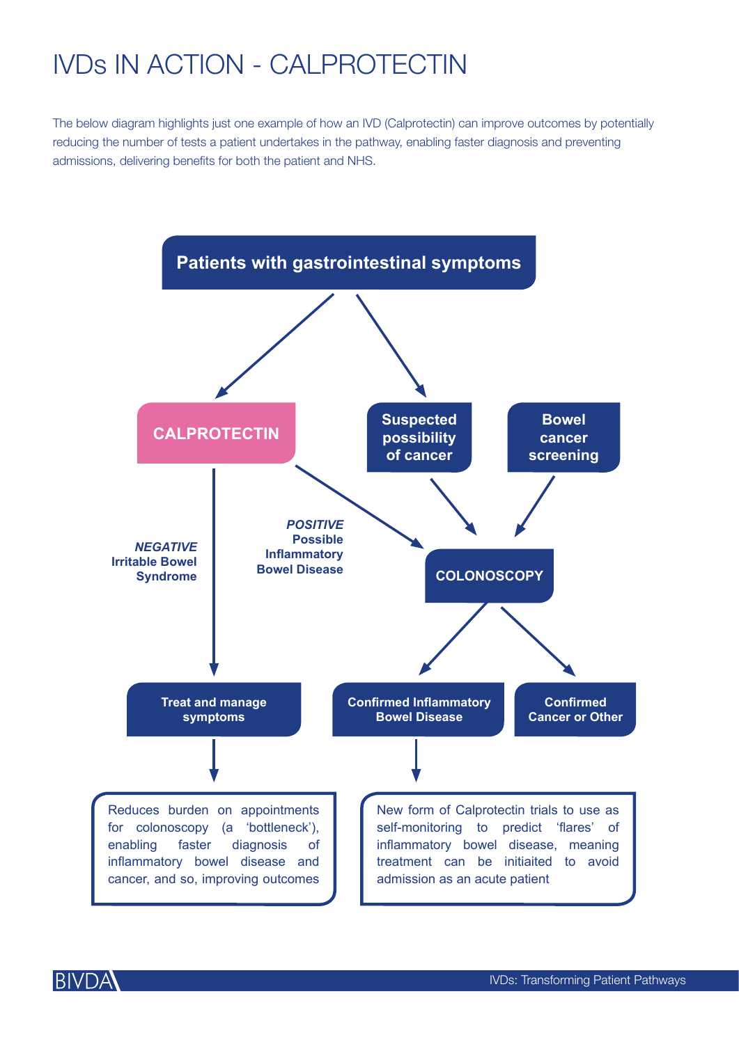# IVDs IN ACTION - CALPROTECTIN

The below diagram highlights just one example of how an IVD (Calprotectin) can improve outcomes by potentially reducing the number of tests a patient undertakes in the pathway, enabling faster diagnosis and preventing admissions, delivering benefits for both the patient and NHS.

Patients with gastrointestinal symptoms

CALPROTECTIN

Suspected possibility of cancer

Bowel cancer screening

*NEGATIVE*
Irritable Bowel Syndrome

*POSITIVE*
Possible Inflammatory Bowel Disease

COLONOSCOPY

Treat and manage symptoms

Confirmed Inflammatory Bowel Disease

Confirmed Cancer or Other

Reduces burden on appointments for colonoscopy (a 'bottleneck'), enabling faster diagnosis of inflammatory bowel disease and cancer, and so, improving outcomes

New form of Calprotectin trials to use as self-monitoring to predict 'flares' of inflammatory bowel disease, meaning treatment can be initiaited to avoid admission as an acute patient